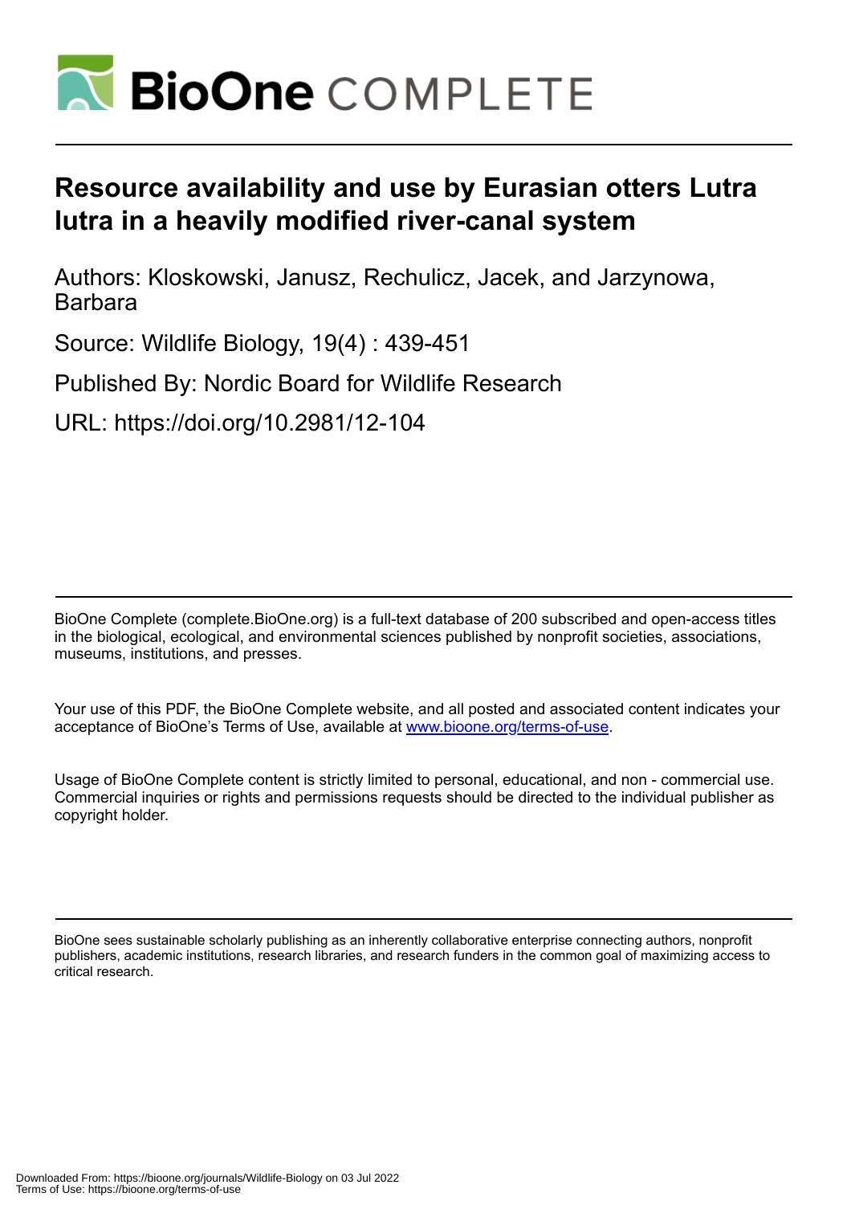# Resource availability and use by Eurasian otters Lutra lutra in a heavily modified river-canal system

Authors: Kloskowski, Janusz, Rechulicz, Jacek, and Jarzynowa, Barbara

Source: Wildlife Biology, 19(4) : 439-451

Published By: Nordic Board for Wildlife Research

URL: https://doi.org/10.2981/12-104

BioOne Complete (complete.BioOne.org) is a full-text database of 200 subscribed and open-access titles in the biological, ecological, and environmental sciences published by nonprofit societies, associations, museums, institutions, and presses.

Your use of this PDF, the BioOne Complete website, and all posted and associated content indicates your acceptance of BioOne's Terms of Use, available at www.bioone.org/terms-of-use.

Usage of BioOne Complete content is strictly limited to personal, educational, and non - commercial use. Commercial inquiries or rights and permissions requests should be directed to the individual publisher as copyright holder.

BioOne sees sustainable scholarly publishing as an inherently collaborative enterprise connecting authors, nonprofit publishers, academic institutions, research libraries, and research funders in the common goal of maximizing access to critical research.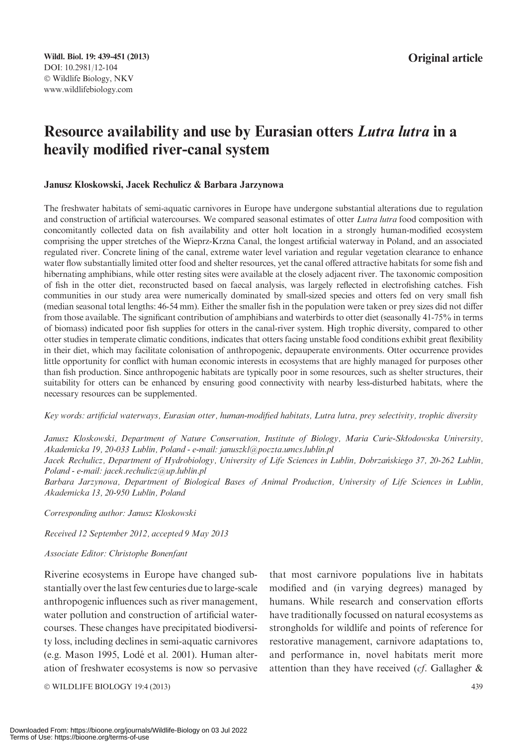Original article

# Resource availability and use by Eurasian otters *Lutra lutra* in a heavily modified river-canal system

**Janusz Kloskowski, Jacek Rechulicz & Barbara Jarzynowa**

The freshwater habitats of semi-aquatic carnivores in Europe have undergone substantial alterations due to regulation and construction of artificial watercourses. We compared seasonal estimates of otter *Lutra lutra* food composition with concomitantly collected data on fish availability and otter holt location in a strongly human-modified ecosystem comprising the upper stretches of the Wieprz-Krzna Canal, the longest artificial waterway in Poland, and an associated regulated river. Concrete lining of the canal, extreme water level variation and regular vegetation clearance to enhance water flow substantially limited otter food and shelter resources, yet the canal offered attractive habitats for some fish and hibernating amphibians, while otter resting sites were available at the closely adjacent river. The taxonomic composition of fish in the otter diet, reconstructed based on faecal analysis, was largely reflected in electrofishing catches. Fish communities in our study area were numerically dominated by small-sized species and otters fed on very small fish (median seasonal total lengths: 46-54 mm). Either the smaller fish in the population were taken or prey sizes did not differ from those available. The significant contribution of amphibians and waterbirds to otter diet (seasonally 41-75% in terms of biomass) indicated poor fish supplies for otters in the canal-river system. High trophic diversity, compared to other otter studies in temperate climatic conditions, indicates that otters facing unstable food conditions exhibit great flexibility in their diet, which may facilitate colonisation of anthropogenic, depauperate environments. Otter occurrence provides little opportunity for conflict with human economic interests in ecosystems that are highly managed for purposes other than fish production. Since anthropogenic habitats are typically poor in some resources, such as shelter structures, their suitability for otters can be enhanced by ensuring good connectivity with nearby less-disturbed habitats, where the necessary resources can be supplemented.

*Key words: artificial waterways, Eurasian otter, human-modified habitats, Lutra lutra, prey selectivity, trophic diversity*

*Janusz Kloskowski, Department of Nature Conservation, Institute of Biology, Maria Curie-Skłodowska University, Akademicka 19, 20-033 Lublin, Poland - e-mail: januszkl@poczta.umcs.lublin.pl*
*Jacek Rechulicz, Department of Hydrobiology, University of Life Sciences in Lublin, Dobrzańskiego 37, 20-262 Lublin, Poland - e-mail: jacek.rechulicz@up.lublin.pl*
*Barbara Jarzynowa, Department of Biological Bases of Animal Production, University of Life Sciences in Lublin, Akademicka 13, 20-950 Lublin, Poland*

*Corresponding author: Janusz Kloskowski*

*Received 12 September 2012, accepted 9 May 2013*

*Associate Editor: Christophe Bonenfant*

Riverine ecosystems in Europe have changed substantially over the last few centuries due to large-scale anthropogenic influences such as river management, water pollution and construction of artificial watercourses. These changes have precipitated biodiversity loss, including declines in semi-aquatic carnivores (e.g. Mason 1995, Lodé et al. 2001). Human alteration of freshwater ecosystems is now so pervasive that most carnivore populations live in habitats modified and (in varying degrees) managed by humans. While research and conservation efforts have traditionally focussed on natural ecosystems as strongholds for wildlife and points of reference for restorative management, carnivore adaptations to, and performance in, novel habitats merit more attention than they have received (*cf*. Gallagher &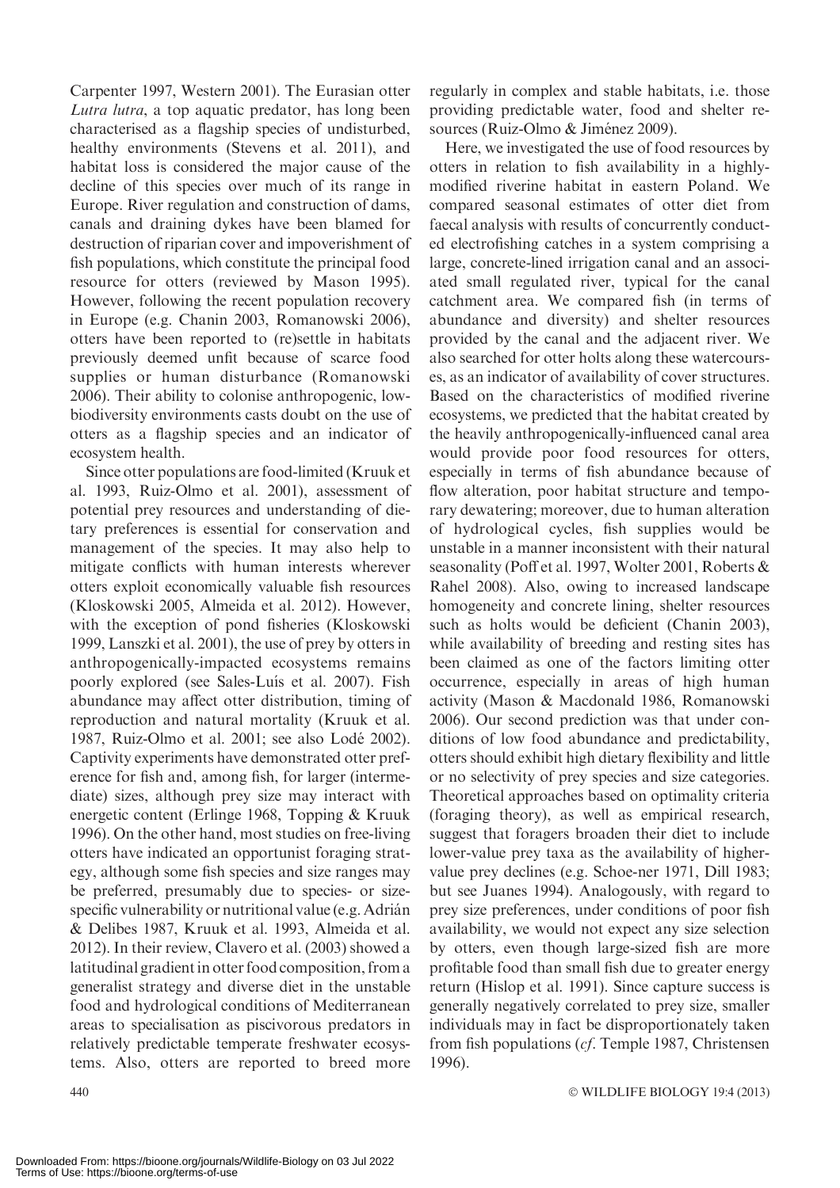Carpenter 1997, Western 2001). The Eurasian otter *Lutra lutra*, a top aquatic predator, has long been characterised as a flagship species of undisturbed, healthy environments (Stevens et al. 2011), and habitat loss is considered the major cause of the decline of this species over much of its range in Europe. River regulation and construction of dams, canals and draining dykes have been blamed for destruction of riparian cover and impoverishment of fish populations, which constitute the principal food resource for otters (reviewed by Mason 1995). However, following the recent population recovery in Europe (e.g. Chanin 2003, Romanowski 2006), otters have been reported to (re)settle in habitats previously deemed unfit because of scarce food supplies or human disturbance (Romanowski 2006). Their ability to colonise anthropogenic, low-biodiversity environments casts doubt on the use of otters as a flagship species and an indicator of ecosystem health.

Since otter populations are food-limited (Kruuk et al. 1993, Ruiz-Olmo et al. 2001), assessment of potential prey resources and understanding of dietary preferences is essential for conservation and management of the species. It may also help to mitigate conflicts with human interests wherever otters exploit economically valuable fish resources (Kloskowski 2005, Almeida et al. 2012). However, with the exception of pond fisheries (Kloskowski 1999, Lanszki et al. 2001), the use of prey by otters in anthropogenically-impacted ecosystems remains poorly explored (see Sales-Luís et al. 2007). Fish abundance may affect otter distribution, timing of reproduction and natural mortality (Kruuk et al. 1987, Ruiz-Olmo et al. 2001; see also Lodé 2002). Captivity experiments have demonstrated otter preference for fish and, among fish, for larger (intermediate) sizes, although prey size may interact with energetic content (Erlinge 1968, Topping & Kruuk 1996). On the other hand, most studies on free-living otters have indicated an opportunist foraging strategy, although some fish species and size ranges may be preferred, presumably due to species- or size-specific vulnerability or nutritional value (e.g. Adrián & Delibes 1987, Kruuk et al. 1993, Almeida et al. 2012). In their review, Clavero et al. (2003) showed a latitudinal gradient in otter food composition, from a generalist strategy and diverse diet in the unstable food and hydrological conditions of Mediterranean areas to specialisation as piscivorous predators in relatively predictable temperate freshwater ecosystems. Also, otters are reported to breed more regularly in complex and stable habitats, i.e. those providing predictable water, food and shelter resources (Ruiz-Olmo & Jiménez 2009).

Here, we investigated the use of food resources by otters in relation to fish availability in a highly-modified riverine habitat in eastern Poland. We compared seasonal estimates of otter diet from faecal analysis with results of concurrently conducted electrofishing catches in a system comprising a large, concrete-lined irrigation canal and an associated small regulated river, typical for the canal catchment area. We compared fish (in terms of abundance and diversity) and shelter resources provided by the canal and the adjacent river. We also searched for otter holts along these watercourses, as an indicator of availability of cover structures. Based on the characteristics of modified riverine ecosystems, we predicted that the habitat created by the heavily anthropogenically-influenced canal area would provide poor food resources for otters, especially in terms of fish abundance because of flow alteration, poor habitat structure and temporary dewatering; moreover, due to human alteration of hydrological cycles, fish supplies would be unstable in a manner inconsistent with their natural seasonality (Poff et al. 1997, Wolter 2001, Roberts & Rahel 2008). Also, owing to increased landscape homogeneity and concrete lining, shelter resources such as holts would be deficient (Chanin 2003), while availability of breeding and resting sites has been claimed as one of the factors limiting otter occurrence, especially in areas of high human activity (Mason & Macdonald 1986, Romanowski 2006). Our second prediction was that under conditions of low food abundance and predictability, otters should exhibit high dietary flexibility and little or no selectivity of prey species and size categories. Theoretical approaches based on optimality criteria (foraging theory), as well as empirical research, suggest that foragers broaden their diet to include lower-value prey taxa as the availability of higher-value prey declines (e.g. Schoe-ner 1971, Dill 1983; but see Juanes 1994). Analogously, with regard to prey size preferences, under conditions of poor fish availability, we would not expect any size selection by otters, even though large-sized fish are more profitable food than small fish due to greater energy return (Hislop et al. 1991). Since capture success is generally negatively correlated to prey size, smaller individuals may in fact be disproportionately taken from fish populations (*cf*. Temple 1987, Christensen 1996).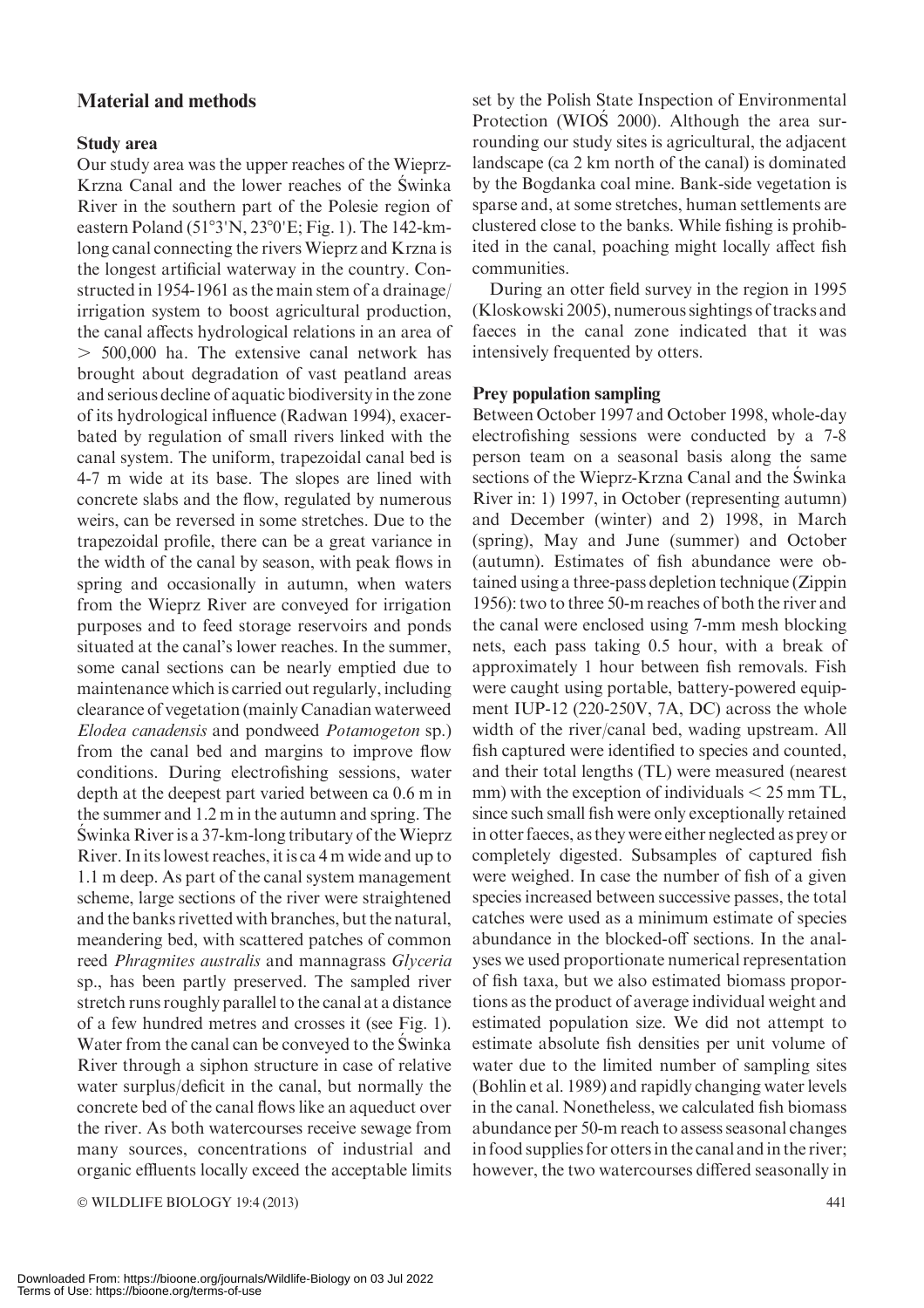## Material and methods

### Study area

Our study area was the upper reaches of the Wieprz-Krzna Canal and the lower reaches of the Świnka River in the southern part of the Polesie region of eastern Poland (51°3'N, 23°0'E; Fig. 1). The 142-km-long canal connecting the rivers Wieprz and Krzna is the longest artificial waterway in the country. Constructed in 1954-1961 as the main stem of a drainage/irrigation system to boost agricultural production, the canal affects hydrological relations in an area of > 500,000 ha. The extensive canal network has brought about degradation of vast peatland areas and serious decline of aquatic biodiversity in the zone of its hydrological influence (Radwan 1994), exacerbated by regulation of small rivers linked with the canal system. The uniform, trapezoidal canal bed is 4-7 m wide at its base. The slopes are lined with concrete slabs and the flow, regulated by numerous weirs, can be reversed in some stretches. Due to the trapezoidal profile, there can be a great variance in the width of the canal by season, with peak flows in spring and occasionally in autumn, when waters from the Wieprz River are conveyed for irrigation purposes and to feed storage reservoirs and ponds situated at the canal's lower reaches. In the summer, some canal sections can be nearly emptied due to maintenance which is carried out regularly, including clearance of vegetation (mainly Canadian waterweed *Elodea canadensis* and pondweed *Potamogeton* sp.) from the canal bed and margins to improve flow conditions. During electrofishing sessions, water depth at the deepest part varied between ca 0.6 m in the summer and 1.2 m in the autumn and spring. The Świnka River is a 37-km-long tributary of the Wieprz River. In its lowest reaches, it is ca 4 m wide and up to 1.1 m deep. As part of the canal system management scheme, large sections of the river were straightened and the banks rivetted with branches, but the natural, meandering bed, with scattered patches of common reed *Phragmites australis* and mannagrass *Glyceria* sp., has been partly preserved. The sampled river stretch runs roughly parallel to the canal at a distance of a few hundred metres and crosses it (see Fig. 1). Water from the canal can be conveyed to the Świnka River through a siphon structure in case of relative water surplus/deficit in the canal, but normally the concrete bed of the canal flows like an aqueduct over the river. As both watercourses receive sewage from many sources, concentrations of industrial and organic effluents locally exceed the acceptable limits set by the Polish State Inspection of Environmental Protection (WIOŚ 2000). Although the area surrounding our study sites is agricultural, the adjacent landscape (ca 2 km north of the canal) is dominated by the Bogdanka coal mine. Bank-side vegetation is sparse and, at some stretches, human settlements are clustered close to the banks. While fishing is prohibited in the canal, poaching might locally affect fish communities.

During an otter field survey in the region in 1995 (Kloskowski 2005), numerous sightings of tracks and faeces in the canal zone indicated that it was intensively frequented by otters.

### Prey population sampling

Between October 1997 and October 1998, whole-day electrofishing sessions were conducted by a 7-8 person team on a seasonal basis along the same sections of the Wieprz-Krzna Canal and the Świnka River in: 1) 1997, in October (representing autumn) and December (winter) and 2) 1998, in March (spring), May and June (summer) and October (autumn). Estimates of fish abundance were obtained using a three-pass depletion technique (Zippin 1956): two to three 50-m reaches of both the river and the canal were enclosed using 7-mm mesh blocking nets, each pass taking 0.5 hour, with a break of approximately 1 hour between fish removals. Fish were caught using portable, battery-powered equipment IUP-12 (220-250V, 7A, DC) across the whole width of the river/canal bed, wading upstream. All fish captured were identified to species and counted, and their total lengths (TL) were measured (nearest mm) with the exception of individuals < 25 mm TL, since such small fish were only exceptionally retained in otter faeces, as they were either neglected as prey or completely digested. Subsamples of captured fish were weighed. In case the number of fish of a given species increased between successive passes, the total catches were used as a minimum estimate of species abundance in the blocked-off sections. In the analyses we used proportionate numerical representation of fish taxa, but we also estimated biomass proportions as the product of average individual weight and estimated population size. We did not attempt to estimate absolute fish densities per unit volume of water due to the limited number of sampling sites (Bohlin et al. 1989) and rapidly changing water levels in the canal. Nonetheless, we calculated fish biomass abundance per 50-m reach to assess seasonal changes in food supplies for otters in the canal and in the river; however, the two watercourses differed seasonally in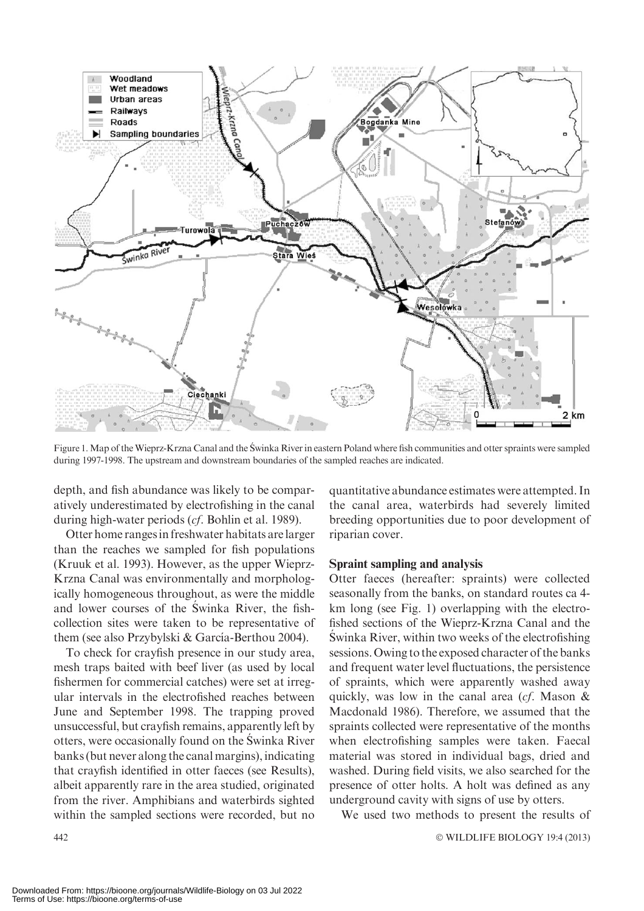Figure 1. Map of the Wieprz-Krzna Canal and the Świnka River in eastern Poland where fish communities and otter spraints were sampled during 1997-1998. The upstream and downstream boundaries of the sampled reaches are indicated.

depth, and fish abundance was likely to be comparatively underestimated by electrofishing in the canal during high-water periods (*cf*. Bohlin et al. 1989).

Otter home ranges in freshwater habitats are larger than the reaches we sampled for fish populations (Kruuk et al. 1993). However, as the upper Wieprz-Krzna Canal was environmentally and morphologically homogeneous throughout, as were the middle and lower courses of the Świnka River, the fish-collection sites were taken to be representative of them (see also Przybylski & García-Berthou 2004).

To check for crayfish presence in our study area, mesh traps baited with beef liver (as used by local fishermen for commercial catches) were set at irregular intervals in the electrofished reaches between June and September 1998. The trapping proved unsuccessful, but crayfish remains, apparently left by otters, were occasionally found on the Świnka River banks (but never along the canal margins), indicating that crayfish identified in otter faeces (see Results), albeit apparently rare in the area studied, originated from the river. Amphibians and waterbirds sighted within the sampled sections were recorded, but no quantitative abundance estimates were attempted. In the canal area, waterbirds had severely limited breeding opportunities due to poor development of riparian cover.

### Spraint sampling and analysis

Otter faeces (hereafter: spraints) were collected seasonally from the banks, on standard routes ca 4-km long (see Fig. 1) overlapping with the electrofished sections of the Wieprz-Krzna Canal and the Świnka River, within two weeks of the electrofishing sessions. Owing to the exposed character of the banks and frequent water level fluctuations, the persistence of spraints, which were apparently washed away quickly, was low in the canal area (*cf*. Mason & Macdonald 1986). Therefore, we assumed that the spraints collected were representative of the months when electrofishing samples were taken. Faecal material was stored in individual bags, dried and washed. During field visits, we also searched for the presence of otter holts. A holt was defined as any underground cavity with signs of use by otters.

We used two methods to present the results of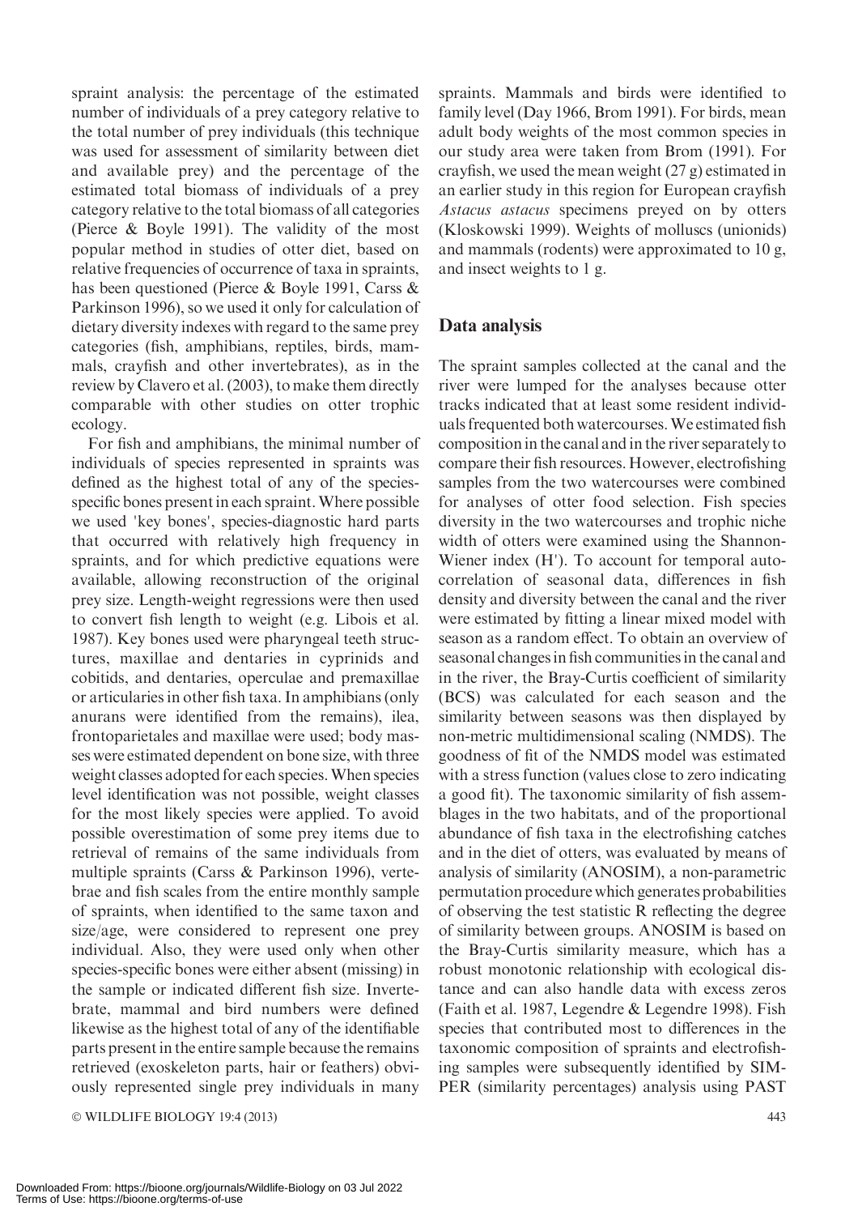spraint analysis: the percentage of the estimated number of individuals of a prey category relative to the total number of prey individuals (this technique was used for assessment of similarity between diet and available prey) and the percentage of the estimated total biomass of individuals of a prey category relative to the total biomass of all categories (Pierce & Boyle 1991). The validity of the most popular method in studies of otter diet, based on relative frequencies of occurrence of taxa in spraints, has been questioned (Pierce & Boyle 1991, Carss & Parkinson 1996), so we used it only for calculation of dietary diversity indexes with regard to the same prey categories (fish, amphibians, reptiles, birds, mammals, crayfish and other invertebrates), as in the review by Clavero et al. (2003), to make them directly comparable with other studies on otter trophic ecology.

For fish and amphibians, the minimal number of individuals of species represented in spraints was defined as the highest total of any of the species-specific bones present in each spraint. Where possible we used 'key bones', species-diagnostic hard parts that occurred with relatively high frequency in spraints, and for which predictive equations were available, allowing reconstruction of the original prey size. Length-weight regressions were then used to convert fish length to weight (e.g. Libois et al. 1987). Key bones used were pharyngeal teeth structures, maxillae and dentaries in cyprinids and cobitids, and dentaries, operculae and premaxillae or articularies in other fish taxa. In amphibians (only anurans were identified from the remains), ilea, frontoparietales and maxillae were used; body masses were estimated dependent on bone size, with three weight classes adopted for each species. When species level identification was not possible, weight classes for the most likely species were applied. To avoid possible overestimation of some prey items due to retrieval of remains of the same individuals from multiple spraints (Carss & Parkinson 1996), vertebrae and fish scales from the entire monthly sample of spraints, when identified to the same taxon and size/age, were considered to represent one prey individual. Also, they were used only when other species-specific bones were either absent (missing) in the sample or indicated different fish size. Invertebrate, mammal and bird numbers were defined likewise as the highest total of any of the identifiable parts present in the entire sample because the remains retrieved (exoskeleton parts, hair or feathers) obviously represented single prey individuals in many spraints. Mammals and birds were identified to family level (Day 1966, Brom 1991). For birds, mean adult body weights of the most common species in our study area were taken from Brom (1991). For crayfish, we used the mean weight (27 g) estimated in an earlier study in this region for European crayfish *Astacus astacus* specimens preyed on by otters (Kloskowski 1999). Weights of molluscs (unionids) and mammals (rodents) were approximated to 10 g, and insect weights to 1 g.

## Data analysis

The spraint samples collected at the canal and the river were lumped for the analyses because otter tracks indicated that at least some resident individuals frequented both watercourses. We estimated fish composition in the canal and in the river separately to compare their fish resources. However, electrofishing samples from the two watercourses were combined for analyses of otter food selection. Fish species diversity in the two watercourses and trophic niche width of otters were examined using the Shannon-Wiener index (H'). To account for temporal autocorrelation of seasonal data, differences in fish density and diversity between the canal and the river were estimated by fitting a linear mixed model with season as a random effect. To obtain an overview of seasonal changes in fish communities in the canal and in the river, the Bray-Curtis coefficient of similarity (BCS) was calculated for each season and the similarity between seasons was then displayed by non-metric multidimensional scaling (NMDS). The goodness of fit of the NMDS model was estimated with a stress function (values close to zero indicating a good fit). The taxonomic similarity of fish assemblages in the two habitats, and of the proportional abundance of fish taxa in the electrofishing catches and in the diet of otters, was evaluated by means of analysis of similarity (ANOSIM), a non-parametric permutation procedure which generates probabilities of observing the test statistic R reflecting the degree of similarity between groups. ANOSIM is based on the Bray-Curtis similarity measure, which has a robust monotonic relationship with ecological distance and can also handle data with excess zeros (Faith et al. 1987, Legendre & Legendre 1998). Fish species that contributed most to differences in the taxonomic composition of spraints and electrofishing samples were subsequently identified by SIMPER (similarity percentages) analysis using PAST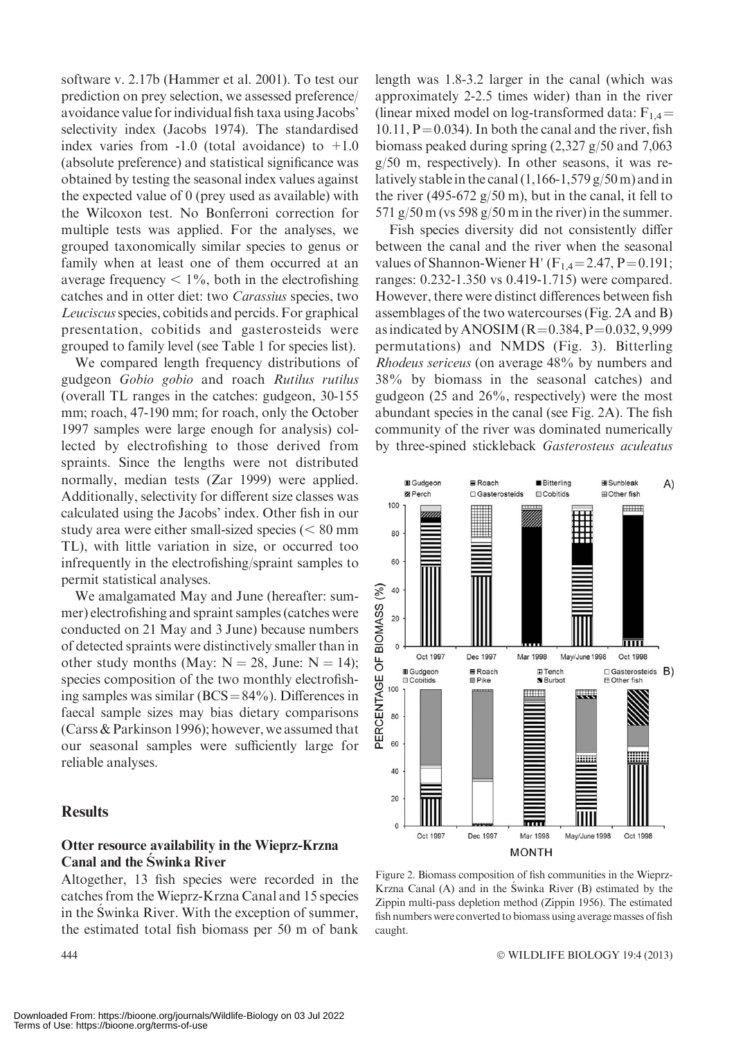software v. 2.17b (Hammer et al. 2001). To test our prediction on prey selection, we assessed preference/avoidance value for individual fish taxa using Jacobs' selectivity index (Jacobs 1974). The standardised index varies from -1.0 (total avoidance) to +1.0 (absolute preference) and statistical significance was obtained by testing the seasonal index values against the expected value of 0 (prey used as available) with the Wilcoxon test. No Bonferroni correction for multiple tests was applied. For the analyses, we grouped taxonomically similar species to genus or family when at least one of them occurred at an average frequency < 1%, both in the electrofishing catches and in otter diet: two *Carassius* species, two *Leuciscus* species, cobitids and percids. For graphical presentation, cobitids and gasterosteids were grouped to family level (see Table 1 for species list).

We compared length frequency distributions of gudgeon *Gobio gobio* and roach *Rutilus rutilus* (overall TL ranges in the catches: gudgeon, 30-155 mm; roach, 47-190 mm; for roach, only the October 1997 samples were large enough for analysis) collected by electrofishing to those derived from spraints. Since the lengths were not distributed normally, median tests (Zar 1999) were applied. Additionally, selectivity for different size classes was calculated using the Jacobs' index. Other fish in our study area were either small-sized species (< 80 mm TL), with little variation in size, or occurred too infrequently in the electrofishing/spraint samples to permit statistical analyses.

We amalgamated May and June (hereafter: summer) electrofishing and spraint samples (catches were conducted on 21 May and 3 June) because numbers of detected spraints were distinctively smaller than in other study months (May: N = 28, June: N = 14); species composition of the two monthly electrofishing samples was similar (BCS = 84%). Differences in faecal sample sizes may bias dietary comparisons (Carss & Parkinson 1996); however, we assumed that our seasonal samples were sufficiently large for reliable analyses.

## Results

### Otter resource availability in the Wieprz-Krzna Canal and the Świnka River

Altogether, 13 fish species were recorded in the catches from the Wieprz-Krzna Canal and 15 species in the Świnka River. With the exception of summer, the estimated total fish biomass per 50 m of bank length was 1.8-3.2 larger in the canal (which was approximately 2-2.5 times wider) than in the river (linear mixed model on log-transformed data: $F_{1,4} = 10.11$, $P = 0.034$). In both the canal and the river, fish biomass peaked during spring (2,327 g/50 and 7,063 g/50 m, respectively). In other seasons, it was relatively stable in the canal (1,166-1,579 g/50 m) and in the river (495-672 g/50 m), but in the canal, it fell to 571 g/50 m (vs 598 g/50 m in the river) in the summer.

Fish species diversity did not consistently differ between the canal and the river when the seasonal values of Shannon-Wiener H' ($F_{1,4} = 2.47$, $P = 0.191$; ranges: 0.232-1.350 vs 0.419-1.715) were compared. However, there were distinct differences between fish assemblages of the two watercourses (Fig. 2A and B) as indicated by ANOSIM ($R = 0.384$, $P = 0.032$, 9,999 permutations) and NMDS (Fig. 3). Bitterling *Rhodeus sericeus* (on average 48% by numbers and 38% by biomass in the seasonal catches) and gudgeon (25 and 26%, respectively) were the most abundant species in the canal (see Fig. 2A). The fish community of the river was dominated numerically by three-spined stickleback *Gasterosteus aculeatus*

Figure 2. Biomass composition of fish communities in the Wieprz-Krzna Canal (A) and in the Świnka River (B) estimated by the Zippin multi-pass depletion method (Zippin 1956). The estimated fish numbers were converted to biomass using average masses of fish caught.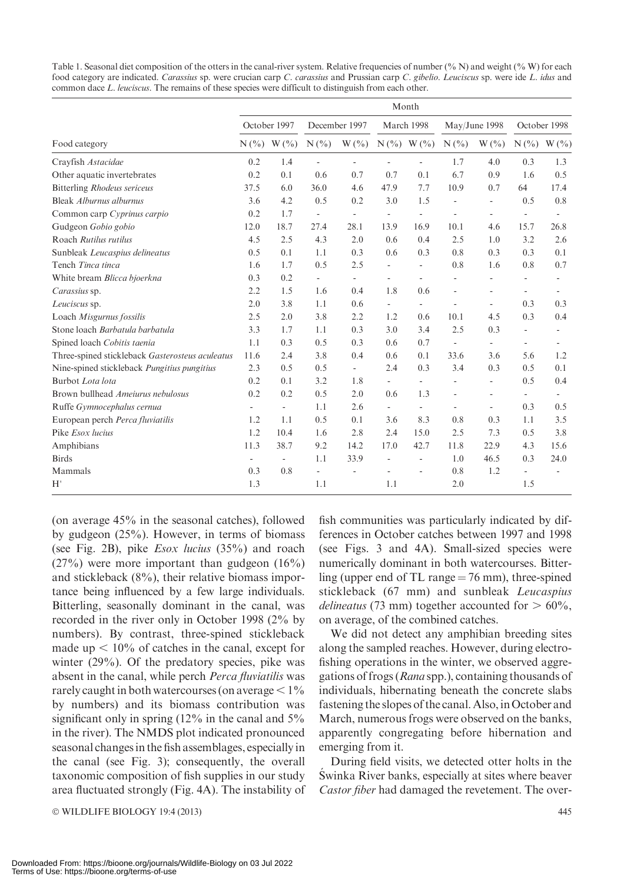Table 1. Seasonal diet composition of the otters in the canal-river system. Relative frequencies of number (% N) and weight (% W) for each food category are indicated. *Carassius* sp. were crucian carp *C. carassius* and Prussian carp *C. gibelio*. *Leuciscus* sp. were ide *L. idus* and common dace *L. leuciscus*. The remains of these species were difficult to distinguish from each other.

| | Month | | | | | | | | | |
|---|---|---|---|---|---|---|---|---|---|---|
| | October 1997 | | December 1997 | | March 1998 | | May/June 1998 | | October 1998 | |
| Food category | N (%) | W (%) | N (%) | W (%) | N (%) | W (%) | N (%) | W (%) | N (%) | W (%) |
| Crayfish *Astacidae* | 0.2 | 1.4 | - | - | - | - | 1.7 | 4.0 | 0.3 | 1.3 |
| Other aquatic invertebrates | 0.2 | 0.1 | 0.6 | 0.7 | 0.7 | 0.1 | 6.7 | 0.9 | 1.6 | 0.5 |
| Bitterling *Rhodeus sericeus* | 37.5 | 6.0 | 36.0 | 4.6 | 47.9 | 7.7 | 10.9 | 0.7 | 64 | 17.4 |
| Bleak *Alburnus alburnus* | 3.6 | 4.2 | 0.5 | 0.2 | 3.0 | 1.5 | - | - | 0.5 | 0.8 |
| Common carp *Cyprinus carpio* | 0.2 | 1.7 | - | - | - | - | - | - | - | - |
| Gudgeon *Gobio gobio* | 12.0 | 18.7 | 27.4 | 28.1 | 13.9 | 16.9 | 10.1 | 4.6 | 15.7 | 26.8 |
| Roach *Rutilus rutilus* | 4.5 | 2.5 | 4.3 | 2.0 | 0.6 | 0.4 | 2.5 | 1.0 | 3.2 | 2.6 |
| Sunbleak *Leucaspius delineatus* | 0.5 | 0.1 | 1.1 | 0.3 | 0.6 | 0.3 | 0.8 | 0.3 | 0.3 | 0.1 |
| Tench *Tinca tinca* | 1.6 | 1.7 | 0.5 | 2.5 | - | - | 0.8 | 1.6 | 0.8 | 0.7 |
| White bream *Blicca bjoerkna* | 0.3 | 0.2 | - | - | - | - | - | - | - | - |
| *Carassius* sp. | 2.2 | 1.5 | 1.6 | 0.4 | 1.8 | 0.6 | - | - | - | - |
| *Leuciscus* sp. | 2.0 | 3.8 | 1.1 | 0.6 | - | - | - | - | 0.3 | 0.3 |
| Loach *Misgurnus fossilis* | 2.5 | 2.0 | 3.8 | 2.2 | 1.2 | 0.6 | 10.1 | 4.5 | 0.3 | 0.4 |
| Stone loach *Barbatula barbatula* | 3.3 | 1.7 | 1.1 | 0.3 | 3.0 | 3.4 | 2.5 | 0.3 | - | - |
| Spined loach *Cobitis taenia* | 1.1 | 0.3 | 0.5 | 0.3 | 0.6 | 0.7 | - | - | - | - |
| Three-spined stickleback *Gasterosteus aculeatus* | 11.6 | 2.4 | 3.8 | 0.4 | 0.6 | 0.1 | 33.6 | 3.6 | 5.6 | 1.2 |
| Nine-spined stickleback *Pungitius pungitius* | 2.3 | 0.5 | 0.5 | - | 2.4 | 0.3 | 3.4 | 0.3 | 0.5 | 0.1 |
| Burbot *Lota lota* | 0.2 | 0.1 | 3.2 | 1.8 | - | - | - | - | 0.5 | 0.4 |
| Brown bullhead *Ameiurus nebulosus* | 0.2 | 0.2 | 0.5 | 2.0 | 0.6 | 1.3 | - | - | - | - |
| Ruffe *Gymnocephalus cernua* | - | - | 1.1 | 2.6 | - | - | - | - | 0.3 | 0.5 |
| European perch *Perca fluviatilis* | 1.2 | 1.1 | 0.5 | 0.1 | 3.6 | 8.3 | 0.8 | 0.3 | 1.1 | 3.5 |
| Pike *Esox lucius* | 1.2 | 10.4 | 1.6 | 2.8 | 2.4 | 15.0 | 2.5 | 7.3 | 0.5 | 3.8 |
| Amphibians | 11.3 | 38.7 | 9.2 | 14.2 | 17.0 | 42.7 | 11.8 | 22.9 | 4.3 | 15.6 |
| Birds | - | - | 1.1 | 33.9 | - | - | 1.0 | 46.5 | 0.3 | 24.0 |
| Mammals | 0.3 | 0.8 | - | - | - | - | 0.8 | 1.2 | - | - |
| H' | 1.3 | | 1.1 | | 1.1 | | 2.0 | | 1.5 | |

(on average 45% in the seasonal catches), followed by gudgeon (25%). However, in terms of biomass (see Fig. 2B), pike *Esox lucius* (35%) and roach (27%) were more important than gudgeon (16%) and stickleback (8%), their relative biomass importance being influenced by a few large individuals. Bitterling, seasonally dominant in the canal, was recorded in the river only in October 1998 (2% by numbers). By contrast, three-spined stickleback made up < 10% of catches in the canal, except for winter (29%). Of the predatory species, pike was absent in the canal, while perch *Perca fluviatilis* was rarely caught in both watercourses (on average < 1% by numbers) and its biomass contribution was significant only in spring (12% in the canal and 5% in the river). The NMDS plot indicated pronounced seasonal changes in the fish assemblages, especially in the canal (see Fig. 3); consequently, the overall taxonomic composition of fish supplies in our study area fluctuated strongly (Fig. 4A). The instability of fish communities was particularly indicated by differences in October catches between 1997 and 1998 (see Figs. 3 and 4A). Small-sized species were numerically dominant in both watercourses. Bitterling (upper end of TL range = 76 mm), three-spined stickleback (67 mm) and sunbleak *Leucaspius delineatus* (73 mm) together accounted for > 60%, on average, of the combined catches.

We did not detect any amphibian breeding sites along the sampled reaches. However, during electrofishing operations in the winter, we observed aggregations of frogs (*Rana* spp.), containing thousands of individuals, hibernating beneath the concrete slabs fastening the slopes of the canal. Also, in October and March, numerous frogs were observed on the banks, apparently congregating before hibernation and emerging from it.

During field visits, we detected otter holts in the Świnka River banks, especially at sites where beaver *Castor fiber* had damaged the revetement. The over-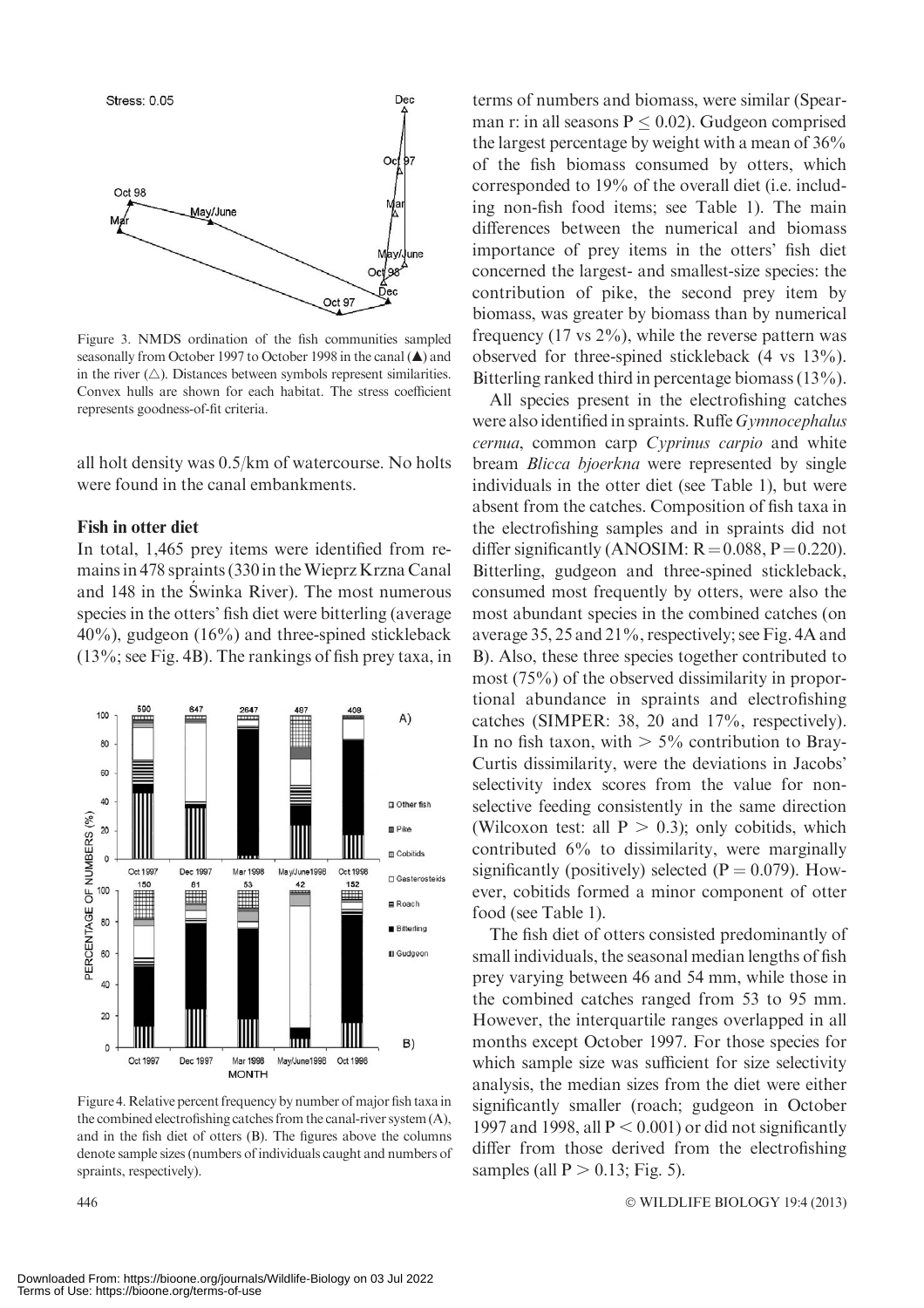Figure 3. NMDS ordination of the fish communities sampled seasonally from October 1997 to October 1998 in the canal (▲) and in the river (△). Distances between symbols represent similarities. Convex hulls are shown for each habitat. The stress coefficient represents goodness-of-fit criteria.

all holt density was 0.5/km of watercourse. No holts were found in the canal embankments.

### Fish in otter diet

In total, 1,465 prey items were identified from remains in 478 spraints (330 in the Wieprz Krzna Canal and 148 in the Świnka River). The most numerous species in the otters' fish diet were bitterling (average 40%), gudgeon (16%) and three-spined stickleback (13%; see Fig. 4B). The rankings of fish prey taxa, in terms of numbers and biomass, were similar (Spearman r: in all seasons $P \leq 0.02$). Gudgeon comprised the largest percentage by weight with a mean of 36% of the fish biomass consumed by otters, which corresponded to 19% of the overall diet (i.e. including non-fish food items; see Table 1). The main differences between the numerical and biomass importance of prey items in the otters' fish diet concerned the largest- and smallest-size species: the contribution of pike, the second prey item by biomass, was greater by biomass than by numerical frequency (17 vs 2%), while the reverse pattern was observed for three-spined stickleback (4 vs 13%). Bitterling ranked third in percentage biomass (13%).

Figure 4. Relative percent frequency by number of major fish taxa in the combined electrofishing catches from the canal-river system (A), and in the fish diet of otters (B). The figures above the columns denote sample sizes (numbers of individuals caught and numbers of spraints, respectively).

All species present in the electrofishing catches were also identified in spraints. Ruffe *Gymnocephalus cernua*, common carp *Cyprinus carpio* and white bream *Blicca bjoerkna* were represented by single individuals in the otter diet (see Table 1), but were absent from the catches. Composition of fish taxa in the electrofishing samples and in spraints did not differ significantly (ANOSIM: $R = 0.088$, $P = 0.220$). Bitterling, gudgeon and three-spined stickleback, consumed most frequently by otters, were also the most abundant species in the combined catches (on average 35, 25 and 21%, respectively; see Fig. 4A and B). Also, these three species together contributed to most (75%) of the observed dissimilarity in proportional abundance in spraints and electrofishing catches (SIMPER: 38, 20 and 17%, respectively). In no fish taxon, with $> 5\%$ contribution to Bray-Curtis dissimilarity, were the deviations in Jacobs' selectivity index scores from the value for non-selective feeding consistently in the same direction (Wilcoxon test: all $P > 0.3$); only cobitids, which contributed 6% to dissimilarity, were marginally significantly (positively) selected ($P = 0.079$). However, cobitids formed a minor component of otter food (see Table 1).

The fish diet of otters consisted predominantly of small individuals, the seasonal median lengths of fish prey varying between 46 and 54 mm, while those in the combined catches ranged from 53 to 95 mm. However, the interquartile ranges overlapped in all months except October 1997. For those species for which sample size was sufficient for size selectivity analysis, the median sizes from the diet were either significantly smaller (roach; gudgeon in October 1997 and 1998, all $P < 0.001$) or did not significantly differ from those derived from the electrofishing samples (all $P > 0.13$; Fig. 5).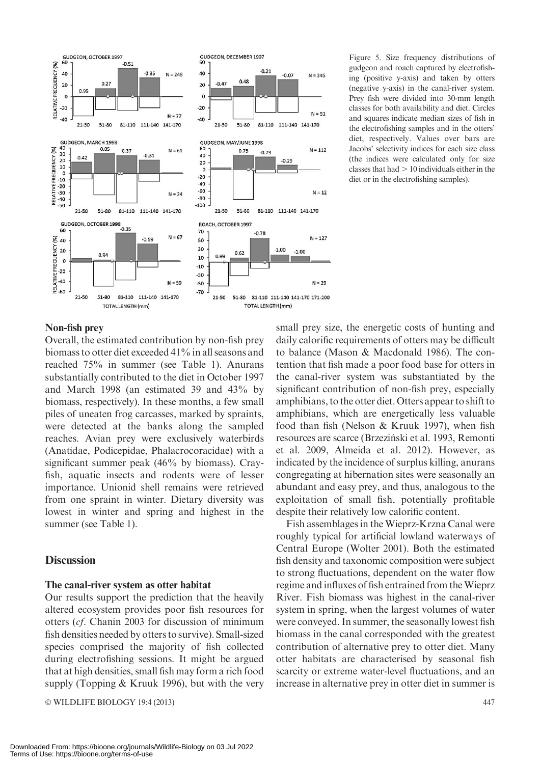Figure 5. Size frequency distributions of gudgeon and roach captured by electrofishing (positive y-axis) and taken by otters (negative y-axis) in the canal-river system. Prey fish were divided into 30-mm length classes for both availability and diet. Circles and squares indicate median sizes of fish in the electrofishing samples and in the otters' diet, respectively. Values over bars are Jacobs' selectivity indices for each size class (the indices were calculated only for size classes that had > 10 individuals either in the diet or in the electrofishing samples).

### Non-fish prey

Overall, the estimated contribution by non-fish prey biomass to otter diet exceeded 41% in all seasons and reached 75% in summer (see Table 1). Anurans substantially contributed to the diet in October 1997 and March 1998 (an estimated 39 and 43% by biomass, respectively). In these months, a few small piles of uneaten frog carcasses, marked by spraints, were detected at the banks along the sampled reaches. Avian prey were exclusively waterbirds (Anatidae, Podicepidae, Phalacrocoracidae) with a significant summer peak (46% by biomass). Crayfish, aquatic insects and rodents were of lesser importance. Unionid shell remains were retrieved from one spraint in winter. Dietary diversity was lowest in winter and spring and highest in the summer (see Table 1).

## Discussion

### The canal-river system as otter habitat

Our results support the prediction that the heavily altered ecosystem provides poor fish resources for otters (*cf*. Chanin 2003 for discussion of minimum fish densities needed by otters to survive). Small-sized species comprised the majority of fish collected during electrofishing sessions. It might be argued that at high densities, small fish may form a rich food supply (Topping & Kruuk 1996), but with the very small prey size, the energetic costs of hunting and daily calorific requirements of otters may be difficult to balance (Mason & Macdonald 1986). The contention that fish made a poor food base for otters in the canal-river system was substantiated by the significant contribution of non-fish prey, especially amphibians, to the otter diet. Otters appear to shift to amphibians, which are energetically less valuable food than fish (Nelson & Kruuk 1997), when fish resources are scarce (Brzeziński et al. 1993, Remonti et al. 2009, Almeida et al. 2012). However, as indicated by the incidence of surplus killing, anurans congregating at hibernation sites were seasonally an abundant and easy prey, and thus, analogous to the exploitation of small fish, potentially profitable despite their relatively low calorific content.

Fish assemblages in the Wieprz-Krzna Canal were roughly typical for artificial lowland waterways of Central Europe (Wolter 2001). Both the estimated fish density and taxonomic composition were subject to strong fluctuations, dependent on the water flow regime and influxes of fish entrained from the Wieprz River. Fish biomass was highest in the canal-river system in spring, when the largest volumes of water were conveyed. In summer, the seasonally lowest fish biomass in the canal corresponded with the greatest contribution of alternative prey to otter diet. Many otter habitats are characterised by seasonal fish scarcity or extreme water-level fluctuations, and an increase in alternative prey in otter diet in summer is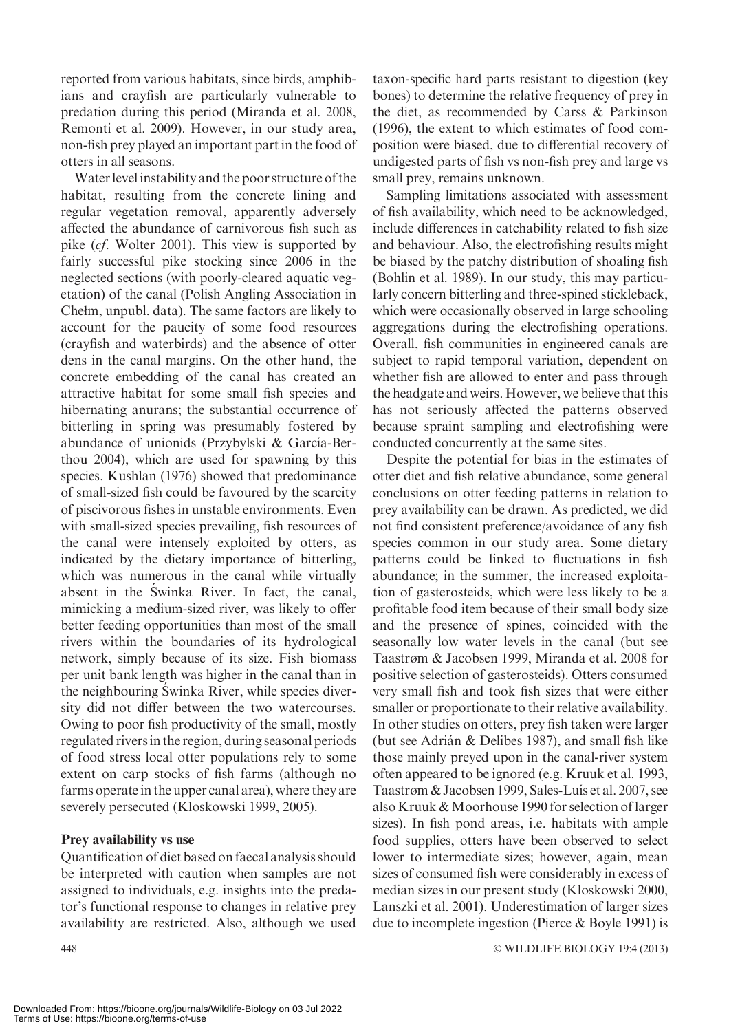reported from various habitats, since birds, amphibians and crayfish are particularly vulnerable to predation during this period (Miranda et al. 2008, Remonti et al. 2009). However, in our study area, non-fish prey played an important part in the food of otters in all seasons.

Water level instability and the poor structure of the habitat, resulting from the concrete lining and regular vegetation removal, apparently adversely affected the abundance of carnivorous fish such as pike (*cf*. Wolter 2001). This view is supported by fairly successful pike stocking since 2006 in the neglected sections (with poorly-cleared aquatic vegetation) of the canal (Polish Angling Association in Chełm, unpubl. data). The same factors are likely to account for the paucity of some food resources (crayfish and waterbirds) and the absence of otter dens in the canal margins. On the other hand, the concrete embedding of the canal has created an attractive habitat for some small fish species and hibernating anurans; the substantial occurrence of bitterling in spring was presumably fostered by abundance of unionids (Przybylski & García-Berthou 2004), which are used for spawning by this species. Kushlan (1976) showed that predominance of small-sized fish could be favoured by the scarcity of piscivorous fishes in unstable environments. Even with small-sized species prevailing, fish resources of the canal were intensely exploited by otters, as indicated by the dietary importance of bitterling, which was numerous in the canal while virtually absent in the Świnka River. In fact, the canal, mimicking a medium-sized river, was likely to offer better feeding opportunities than most of the small rivers within the boundaries of its hydrological network, simply because of its size. Fish biomass per unit bank length was higher in the canal than in the neighbouring Świnka River, while species diversity did not differ between the two watercourses. Owing to poor fish productivity of the small, mostly regulated rivers in the region, during seasonal periods of food stress local otter populations rely to some extent on carp stocks of fish farms (although no farms operate in the upper canal area), where they are severely persecuted (Kloskowski 1999, 2005).

### Prey availability vs use

Quantification of diet based on faecal analysis should be interpreted with caution when samples are not assigned to individuals, e.g. insights into the predator's functional response to changes in relative prey availability are restricted. Also, although we used taxon-specific hard parts resistant to digestion (key bones) to determine the relative frequency of prey in the diet, as recommended by Carss & Parkinson (1996), the extent to which estimates of food composition were biased, due to differential recovery of undigested parts of fish vs non-fish prey and large vs small prey, remains unknown.

Sampling limitations associated with assessment of fish availability, which need to be acknowledged, include differences in catchability related to fish size and behaviour. Also, the electrofishing results might be biased by the patchy distribution of shoaling fish (Bohlin et al. 1989). In our study, this may particularly concern bitterling and three-spined stickleback, which were occasionally observed in large schooling aggregations during the electrofishing operations. Overall, fish communities in engineered canals are subject to rapid temporal variation, dependent on whether fish are allowed to enter and pass through the headgate and weirs. However, we believe that this has not seriously affected the patterns observed because spraint sampling and electrofishing were conducted concurrently at the same sites.

Despite the potential for bias in the estimates of otter diet and fish relative abundance, some general conclusions on otter feeding patterns in relation to prey availability can be drawn. As predicted, we did not find consistent preference/avoidance of any fish species common in our study area. Some dietary patterns could be linked to fluctuations in fish abundance; in the summer, the increased exploitation of gasterosteids, which were less likely to be a profitable food item because of their small body size and the presence of spines, coincided with the seasonally low water levels in the canal (but see Taastrøm & Jacobsen 1999, Miranda et al. 2008 for positive selection of gasterosteids). Otters consumed very small fish and took fish sizes that were either smaller or proportionate to their relative availability. In other studies on otters, prey fish taken were larger (but see Adrián & Delibes 1987), and small fish like those mainly preyed upon in the canal-river system often appeared to be ignored (e.g. Kruuk et al. 1993, Taastrøm & Jacobsen 1999, Sales-Luís et al. 2007, see also Kruuk & Moorhouse 1990 for selection of larger sizes). In fish pond areas, i.e. habitats with ample food supplies, otters have been observed to select lower to intermediate sizes; however, again, mean sizes of consumed fish were considerably in excess of median sizes in our present study (Kloskowski 2000, Lanszki et al. 2001). Underestimation of larger sizes due to incomplete ingestion (Pierce & Boyle 1991) is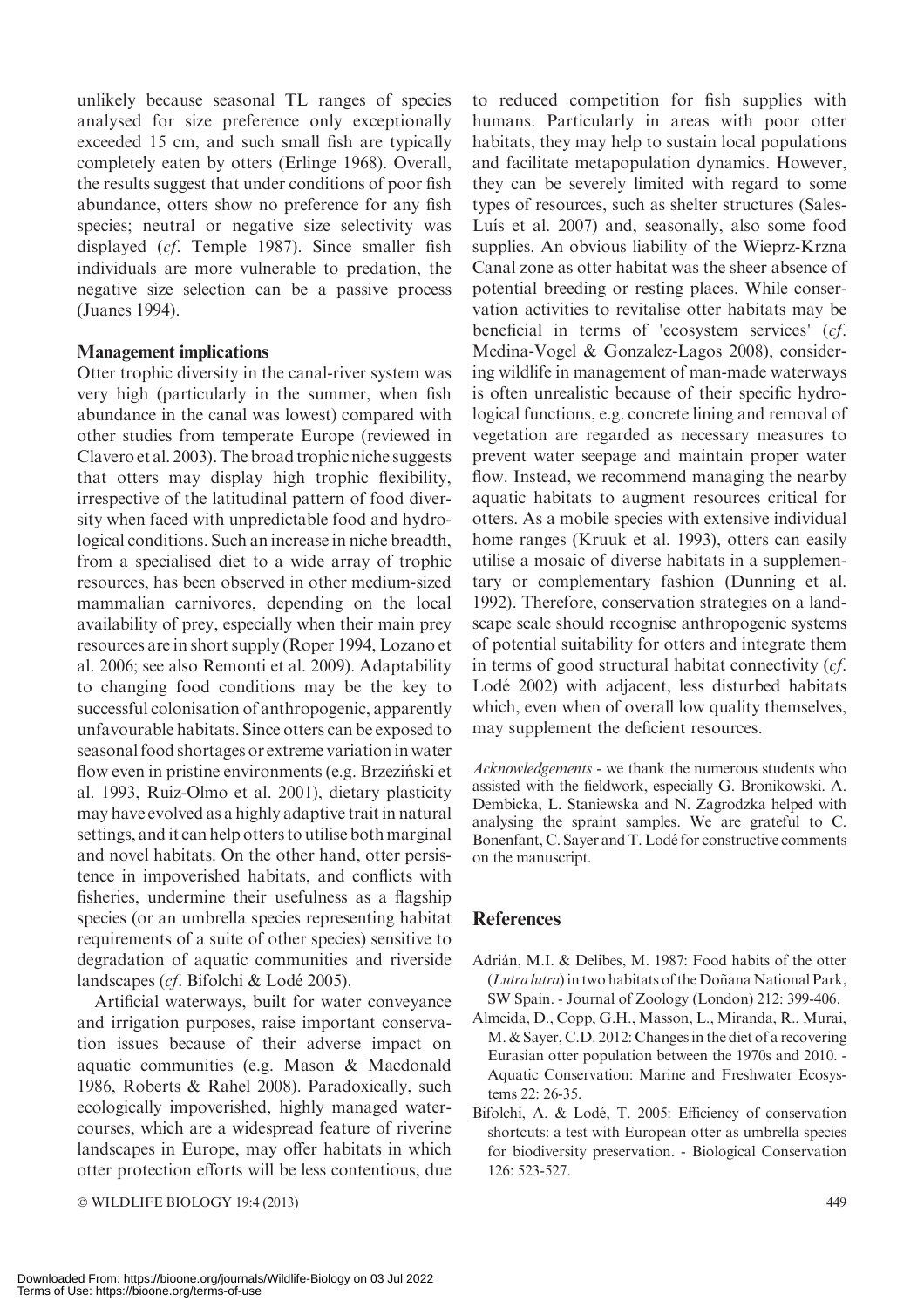unlikely because seasonal TL ranges of species analysed for size preference only exceptionally exceeded 15 cm, and such small fish are typically completely eaten by otters (Erlinge 1968). Overall, the results suggest that under conditions of poor fish abundance, otters show no preference for any fish species; neutral or negative size selectivity was displayed (*cf*. Temple 1987). Since smaller fish individuals are more vulnerable to predation, the negative size selection can be a passive process (Juanes 1994).

### Management implications

Otter trophic diversity in the canal-river system was very high (particularly in the summer, when fish abundance in the canal was lowest) compared with other studies from temperate Europe (reviewed in Clavero et al. 2003). The broad trophic niche suggests that otters may display high trophic flexibility, irrespective of the latitudinal pattern of food diversity when faced with unpredictable food and hydrological conditions. Such an increase in niche breadth, from a specialised diet to a wide array of trophic resources, has been observed in other medium-sized mammalian carnivores, depending on the local availability of prey, especially when their main prey resources are in short supply (Roper 1994, Lozano et al. 2006; see also Remonti et al. 2009). Adaptability to changing food conditions may be the key to successful colonisation of anthropogenic, apparently unfavourable habitats. Since otters can be exposed to seasonal food shortages or extreme variation in water flow even in pristine environments (e.g. Brzeziński et al. 1993, Ruiz-Olmo et al. 2001), dietary plasticity may have evolved as a highly adaptive trait in natural settings, and it can help otters to utilise both marginal and novel habitats. On the other hand, otter persistence in impoverished habitats, and conflicts with fisheries, undermine their usefulness as a flagship species (or an umbrella species representing habitat requirements of a suite of other species) sensitive to degradation of aquatic communities and riverside landscapes (*cf*. Bifolchi & Lodé 2005).

Artificial waterways, built for water conveyance and irrigation purposes, raise important conservation issues because of their adverse impact on aquatic communities (e.g. Mason & Macdonald 1986, Roberts & Rahel 2008). Paradoxically, such ecologically impoverished, highly managed watercourses, which are a widespread feature of riverine landscapes in Europe, may offer habitats in which otter protection efforts will be less contentious, due to reduced competition for fish supplies with humans. Particularly in areas with poor otter habitats, they may help to sustain local populations and facilitate metapopulation dynamics. However, they can be severely limited with regard to some types of resources, such as shelter structures (Sales-Luís et al. 2007) and, seasonally, also some food supplies. An obvious liability of the Wieprz-Krzna Canal zone as otter habitat was the sheer absence of potential breeding or resting places. While conservation activities to revitalise otter habitats may be beneficial in terms of 'ecosystem services' (*cf*. Medina-Vogel & Gonzalez-Lagos 2008), considering wildlife in management of man-made waterways is often unrealistic because of their specific hydrological functions, e.g. concrete lining and removal of vegetation are regarded as necessary measures to prevent water seepage and maintain proper water flow. Instead, we recommend managing the nearby aquatic habitats to augment resources critical for otters. As a mobile species with extensive individual home ranges (Kruuk et al. 1993), otters can easily utilise a mosaic of diverse habitats in a supplementary or complementary fashion (Dunning et al. 1992). Therefore, conservation strategies on a landscape scale should recognise anthropogenic systems of potential suitability for otters and integrate them in terms of good structural habitat connectivity (*cf*. Lodé 2002) with adjacent, less disturbed habitats which, even when of overall low quality themselves, may supplement the deficient resources.

*Acknowledgements* - we thank the numerous students who assisted with the fieldwork, especially G. Bronikowski. A. Dembicka, L. Staniewska and N. Zagrodzka helped with analysing the spraint samples. We are grateful to C. Bonenfant, C. Sayer and T. Lodé for constructive comments on the manuscript.

## References

Adrián, M.I. & Delibes, M. 1987: Food habits of the otter (*Lutra lutra*) in two habitats of the Doñana National Park, SW Spain. - Journal of Zoology (London) 212: 399-406.

Almeida, D., Copp, G.H., Masson, L., Miranda, R., Murai, M. & Sayer, C.D. 2012: Changes in the diet of a recovering Eurasian otter population between the 1970s and 2010. - Aquatic Conservation: Marine and Freshwater Ecosystems 22: 26-35.

Bifolchi, A. & Lodé, T. 2005: Efficiency of conservation shortcuts: a test with European otter as umbrella species for biodiversity preservation. - Biological Conservation 126: 523-527.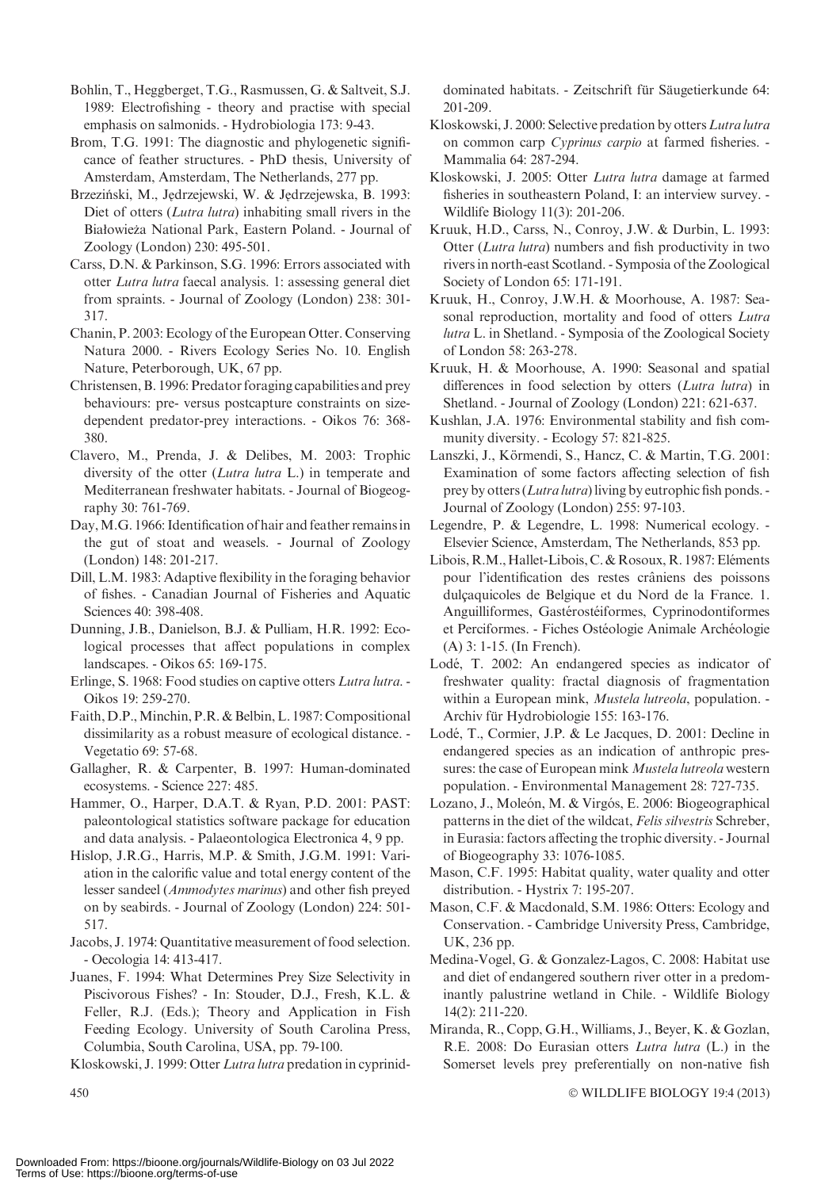Bohlin, T., Heggberget, T.G., Rasmussen, G. & Saltveit, S.J. 1989: Electrofishing - theory and practise with special emphasis on salmonids. - Hydrobiologia 173: 9-43.

Brom, T.G. 1991: The diagnostic and phylogenetic significance of feather structures. - PhD thesis, University of Amsterdam, Amsterdam, The Netherlands, 277 pp.

Brzeziński, M., Jędrzejewski, W. & Jędrzejewska, B. 1993: Diet of otters (*Lutra lutra*) inhabiting small rivers in the Białowieża National Park, Eastern Poland. - Journal of Zoology (London) 230: 495-501.

Carss, D.N. & Parkinson, S.G. 1996: Errors associated with otter *Lutra lutra* faecal analysis. 1: assessing general diet from spraints. - Journal of Zoology (London) 238: 301-317.

Chanin, P. 2003: Ecology of the European Otter. Conserving Natura 2000. - Rivers Ecology Series No. 10. English Nature, Peterborough, UK, 67 pp.

Christensen, B. 1996: Predator foraging capabilities and prey behaviours: pre- versus postcapture constraints on size-dependent predator-prey interactions. - Oikos 76: 368-380.

Clavero, M., Prenda, J. & Delibes, M. 2003: Trophic diversity of the otter (*Lutra lutra* L.) in temperate and Mediterranean freshwater habitats. - Journal of Biogeography 30: 761-769.

Day, M.G. 1966: Identification of hair and feather remains in the gut of stoat and weasels. - Journal of Zoology (London) 148: 201-217.

Dill, L.M. 1983: Adaptive flexibility in the foraging behavior of fishes. - Canadian Journal of Fisheries and Aquatic Sciences 40: 398-408.

Dunning, J.B., Danielson, B.J. & Pulliam, H.R. 1992: Ecological processes that affect populations in complex landscapes. - Oikos 65: 169-175.

Erlinge, S. 1968: Food studies on captive otters *Lutra lutra*. - Oikos 19: 259-270.

Faith, D.P., Minchin, P.R. & Belbin, L. 1987: Compositional dissimilarity as a robust measure of ecological distance. - Vegetatio 69: 57-68.

Gallagher, R. & Carpenter, B. 1997: Human-dominated ecosystems. - Science 227: 485.

Hammer, O., Harper, D.A.T. & Ryan, P.D. 2001: PAST: paleontological statistics software package for education and data analysis. - Palaeontologica Electronica 4, 9 pp.

Hislop, J.R.G., Harris, M.P. & Smith, J.G.M. 1991: Variation in the calorific value and total energy content of the lesser sandeel (*Ammodytes marinus*) and other fish preyed on by seabirds. - Journal of Zoology (London) 224: 501-517.

Jacobs, J. 1974: Quantitative measurement of food selection. - Oecologia 14: 413-417.

Juanes, F. 1994: What Determines Prey Size Selectivity in Piscivorous Fishes? - In: Stouder, D.J., Fresh, K.L. & Feller, R.J. (Eds.); Theory and Application in Fish Feeding Ecology. University of South Carolina Press, Columbia, South Carolina, USA, pp. 79-100.

Kloskowski, J. 1999: Otter *Lutra lutra* predation in cyprinid-dominated habitats. - Zeitschrift für Säugetierkunde 64: 201-209.

Kloskowski, J. 2000: Selective predation by otters *Lutra lutra* on common carp *Cyprinus carpio* at farmed fisheries. - Mammalia 64: 287-294.

Kloskowski, J. 2005: Otter *Lutra lutra* damage at farmed fisheries in southeastern Poland, I: an interview survey. - Wildlife Biology 11(3): 201-206.

Kruuk, H.D., Carss, N., Conroy, J.W. & Durbin, L. 1993: Otter (*Lutra lutra*) numbers and fish productivity in two rivers in north-east Scotland. - Symposia of the Zoological Society of London 65: 171-191.

Kruuk, H., Conroy, J.W.H. & Moorhouse, A. 1987: Seasonal reproduction, mortality and food of otters *Lutra lutra* L. in Shetland. - Symposia of the Zoological Society of London 58: 263-278.

Kruuk, H. & Moorhouse, A. 1990: Seasonal and spatial differences in food selection by otters (*Lutra lutra*) in Shetland. - Journal of Zoology (London) 221: 621-637.

Kushlan, J.A. 1976: Environmental stability and fish community diversity. - Ecology 57: 821-825.

Lanszki, J., Körmendi, S., Hancz, C. & Martin, T.G. 2001: Examination of some factors affecting selection of fish prey by otters (*Lutra lutra*) living by eutrophic fish ponds. - Journal of Zoology (London) 255: 97-103.

Legendre, P. & Legendre, L. 1998: Numerical ecology. - Elsevier Science, Amsterdam, The Netherlands, 853 pp.

Libois, R.M., Hallet-Libois, C. & Rosoux, R. 1987: Eléments pour l'identification des restes crâniens des poissons dulçaquicoles de Belgique et du Nord de la France. 1. Anguilliformes, Gastérostéiformes, Cyprinodontiformes et Perciformes. - Fiches Ostéologie Animale Archéologie (A) 3: 1-15. (In French).

Lodé, T. 2002: An endangered species as indicator of freshwater quality: fractal diagnosis of fragmentation within a European mink, *Mustela lutreola*, population. - Archiv für Hydrobiologie 155: 163-176.

Lodé, T., Cormier, J.P. & Le Jacques, D. 2001: Decline in endangered species as an indication of anthropic pressures: the case of European mink *Mustela lutreola* western population. - Environmental Management 28: 727-735.

Lozano, J., Moleón, M. & Virgós, E. 2006: Biogeographical patterns in the diet of the wildcat, *Felis silvestris* Schreber, in Eurasia: factors affecting the trophic diversity. - Journal of Biogeography 33: 1076-1085.

Mason, C.F. 1995: Habitat quality, water quality and otter distribution. - Hystrix 7: 195-207.

Mason, C.F. & Macdonald, S.M. 1986: Otters: Ecology and Conservation. - Cambridge University Press, Cambridge, UK, 236 pp.

Medina-Vogel, G. & Gonzalez-Lagos, C. 2008: Habitat use and diet of endangered southern river otter in a predominantly palustrine wetland in Chile. - Wildlife Biology 14(2): 211-220.

Miranda, R., Copp, G.H., Williams, J., Beyer, K. & Gozlan, R.E. 2008: Do Eurasian otters *Lutra lutra* (L.) in the Somerset levels prey preferentially on non-native fish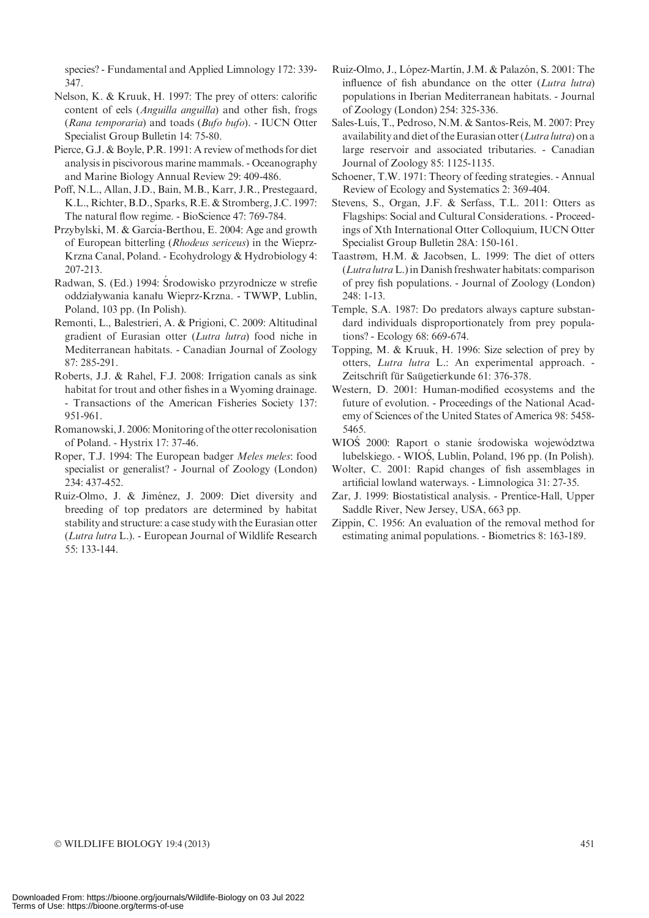species? - Fundamental and Applied Limnology 172: 339-347.

Nelson, K. & Kruuk, H. 1997: The prey of otters: calorific content of eels (*Anguilla anguilla*) and other fish, frogs (*Rana temporaria*) and toads (*Bufo bufo*). - IUCN Otter Specialist Group Bulletin 14: 75-80.

Pierce, G.J. & Boyle, P.R. 1991: A review of methods for diet analysis in piscivorous marine mammals. - Oceanography and Marine Biology Annual Review 29: 409-486.

Poff, N.L., Allan, J.D., Bain, M.B., Karr, J.R., Prestegaard, K.L., Richter, B.D., Sparks, R.E. & Stromberg, J.C. 1997: The natural flow regime. - BioScience 47: 769-784.

Przybylski, M. & García-Berthou, E. 2004: Age and growth of European bitterling (*Rhodeus sericeus*) in the Wieprz-Krzna Canal, Poland. - Ecohydrology & Hydrobiology 4: 207-213.

Radwan, S. (Ed.) 1994: Środowisko przyrodnicze w strefie oddziaływania kanału Wieprz-Krzna. - TWWP, Lublin, Poland, 103 pp. (In Polish).

Remonti, L., Balestrieri, A. & Prigioni, C. 2009: Altitudinal gradient of Eurasian otter (*Lutra lutra*) food niche in Mediterranean habitats. - Canadian Journal of Zoology 87: 285-291.

Roberts, J.J. & Rahel, F.J. 2008: Irrigation canals as sink habitat for trout and other fishes in a Wyoming drainage. - Transactions of the American Fisheries Society 137: 951-961.

Romanowski, J. 2006: Monitoring of the otter recolonisation of Poland. - Hystrix 17: 37-46.

Roper, T.J. 1994: The European badger *Meles meles*: food specialist or generalist? - Journal of Zoology (London) 234: 437-452.

Ruiz-Olmo, J. & Jiménez, J. 2009: Diet diversity and breeding of top predators are determined by habitat stability and structure: a case study with the Eurasian otter (*Lutra lutra* L.). - European Journal of Wildlife Research 55: 133-144.

Ruiz-Olmo, J., López-Martín, J.M. & Palazón, S. 2001: The influence of fish abundance on the otter (*Lutra lutra*) populations in Iberian Mediterranean habitats. - Journal of Zoology (London) 254: 325-336.

Sales-Luís, T., Pedroso, N.M. & Santos-Reis, M. 2007: Prey availability and diet of the Eurasian otter (*Lutra lutra*) on a large reservoir and associated tributaries. - Canadian Journal of Zoology 85: 1125-1135.

Schoener, T.W. 1971: Theory of feeding strategies. - Annual Review of Ecology and Systematics 2: 369-404.

Stevens, S., Organ, J.F. & Serfass, T.L. 2011: Otters as Flagships: Social and Cultural Considerations. - Proceedings of Xth International Otter Colloquium, IUCN Otter Specialist Group Bulletin 28A: 150-161.

Taastrøm, H.M. & Jacobsen, L. 1999: The diet of otters (*Lutra lutra* L.) in Danish freshwater habitats: comparison of prey fish populations. - Journal of Zoology (London) 248: 1-13.

Temple, S.A. 1987: Do predators always capture substandard individuals disproportionately from prey populations? - Ecology 68: 669-674.

Topping, M. & Kruuk, H. 1996: Size selection of prey by otters, *Lutra lutra* L.: An experimental approach. - Zeitschrift für Saügetierkunde 61: 376-378.

Western, D. 2001: Human-modified ecosystems and the future of evolution. - Proceedings of the National Academy of Sciences of the United States of America 98: 5458-5465.

WIOŚ 2000: Raport o stanie środowiska województwa lubelskiego. - WIOŚ, Lublin, Poland, 196 pp. (In Polish).

Wolter, C. 2001: Rapid changes of fish assemblages in artificial lowland waterways. - Limnologica 31: 27-35.

Zar, J. 1999: Biostatistical analysis. - Prentice-Hall, Upper Saddle River, New Jersey, USA, 663 pp.

Zippin, C. 1956: An evaluation of the removal method for estimating animal populations. - Biometrics 8: 163-189.